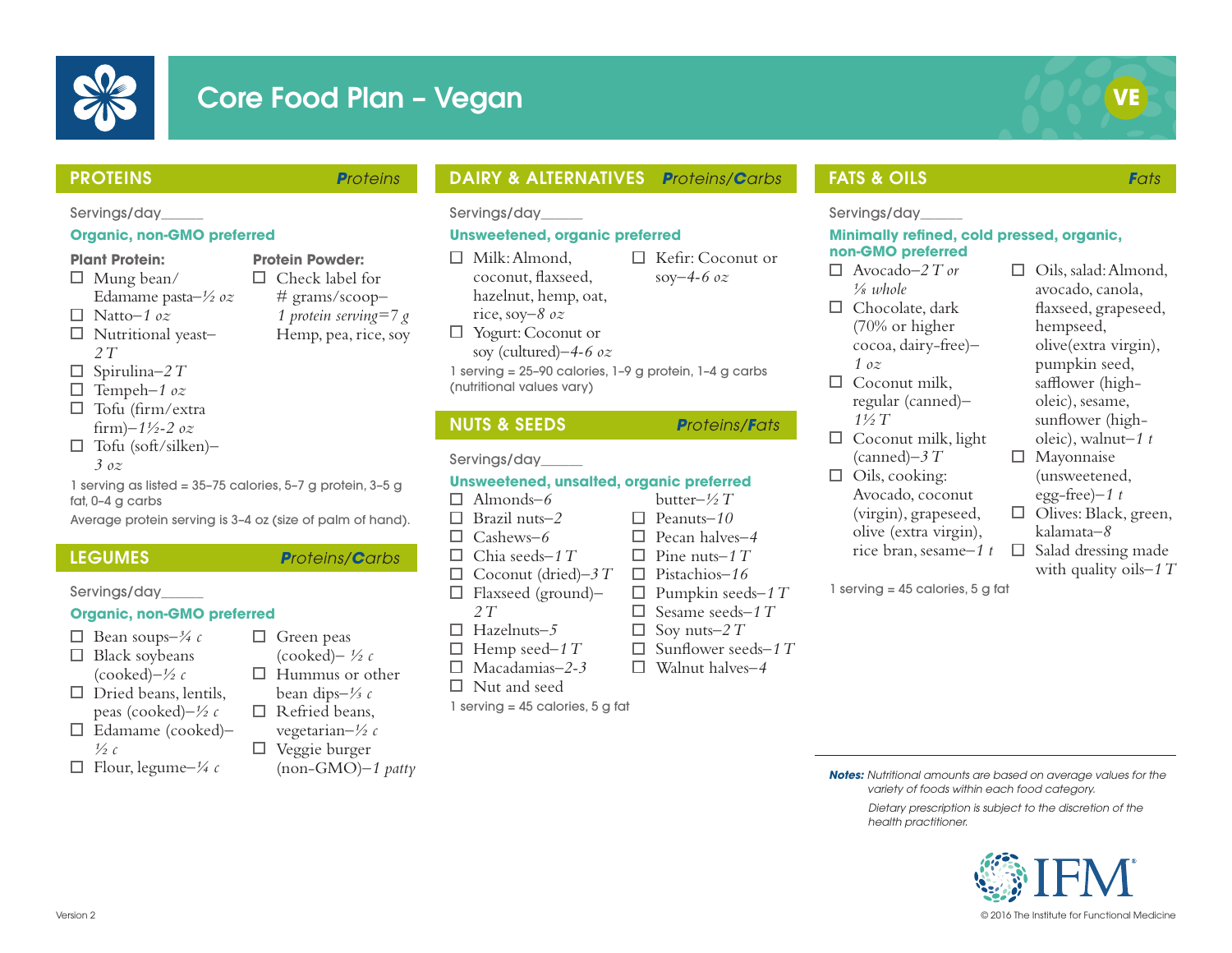# Core Food Plan – Vegan

VE

## PROTEINS — *Proteins*

Servings/day_____

**Organic, non-GMO preferred**

**Plant Protein:**

- ☐ Mung bean/ Edamame pasta–*½ oz*
- ☐ Natto–*1 oz*
- ☐ Nutritional yeast–*2 T*
- ☐ Spirulina–*2 T*
- ☐ Tempeh–*1 oz*
- ☐ Tofu (firm/extra firm)–*1½-2 oz*
- ☐ Tofu (soft/silken)–*3 oz*

**Protein Powder:**

- ☐ Check label for # grams/scoop–*1 protein serving=7 g* Hemp, pea, rice, soy

1 serving as listed = 35–75 calories, 5–7 g protein, 3–5 g fat, 0–4 g carbs

Average protein serving is 3–4 oz (size of palm of hand).

## LEGUMES — *Proteins/Carbs*

Servings/day_____

**Organic, non-GMO preferred**

- ☐ Bean soups–*¾ c*
- ☐ Black soybeans (cooked)–*½ c*
- ☐ Dried beans, lentils, peas (cooked)–*½ c*
- ☐ Edamame (cooked)–*½ c*
- ☐ Flour, legume–*¼ c*
- ☐ Green peas (cooked)– *½ c*
- ☐ Hummus or other bean dips–*⅓ c*
- ☐ Refried beans, vegetarian–*½ c*
- ☐ Veggie burger (non-GMO)–*1 patty*

## DAIRY & ALTERNATIVES — *Proteins/Carbs*

Servings/day_____

**Unsweetened, organic preferred**

- ☐ Milk: Almond, coconut, flaxseed, hazelnut, hemp, oat, rice, soy–*8 oz*
- ☐ Yogurt: Coconut or soy (cultured)–*4-6 oz*
- ☐ Kefir: Coconut or soy–*4-6 oz*

1 serving = 25–90 calories, 1–9 g protein, 1–4 g carbs (nutritional values vary)

## NUTS & SEEDS — *Proteins/Fats*

Servings/day_____

**Unsweetened, unsalted, organic preferred**

- ☐ Almonds–*6*
- ☐ Brazil nuts–*2*
- ☐ Cashews–*6*
- ☐ Chia seeds–*1 T*
- ☐ Coconut (dried)–*3 T*
- ☐ Flaxseed (ground)–*2 T*
- ☐ Hazelnuts–*5*
- ☐ Hemp seed–*1 T*
- ☐ Macadamias–*2-3*
- ☐ Nut and seed butter–*½ T*
- ☐ Peanuts–*10*
- ☐ Pecan halves–*4*
- ☐ Pine nuts–*1 T*
- ☐ Pistachios–*16*
- ☐ Pumpkin seeds–*1 T*
- ☐ Sesame seeds–*1 T*
- ☐ Soy nuts–*2 T*
- ☐ Sunflower seeds–*1 T*
- ☐ Walnut halves–*4*

1 serving = 45 calories, 5 g fat

## FATS & OILS — *Fats*

Servings/day_____

**Minimally refined, cold pressed, organic, non-GMO preferred**

- ☐ Avocado–*2 T or ⅛ whole*
- ☐ Chocolate, dark (70% or higher cocoa, dairy-free)–*1 oz*
- ☐ Coconut milk, regular (canned)–*1½ T*
- ☐ Coconut milk, light (canned)–*3 T*
- ☐ Oils, cooking: Avocado, coconut (virgin), grapeseed, olive (extra virgin), rice bran, sesame–*1 t*
- ☐ Oils, salad: Almond, avocado, canola, flaxseed, grapeseed, hempseed, olive(extra virgin), pumpkin seed, safflower (high-oleic), sesame, sunflower (high-oleic), walnut–*1 t*
- ☐ Mayonnaise (unsweetened, egg-free)–*1 t*
- ☐ Olives: Black, green, kalamata–*8*
- ☐ Salad dressing made with quality oils–*1 T*

1 serving = 45 calories, 5 g fat

***Notes:*** *Nutritional amounts are based on average values for the variety of foods within each food category.*

*Dietary prescription is subject to the discretion of the health practitioner.*

IFM®

Version 2

© 2016 The Institute for Functional Medicine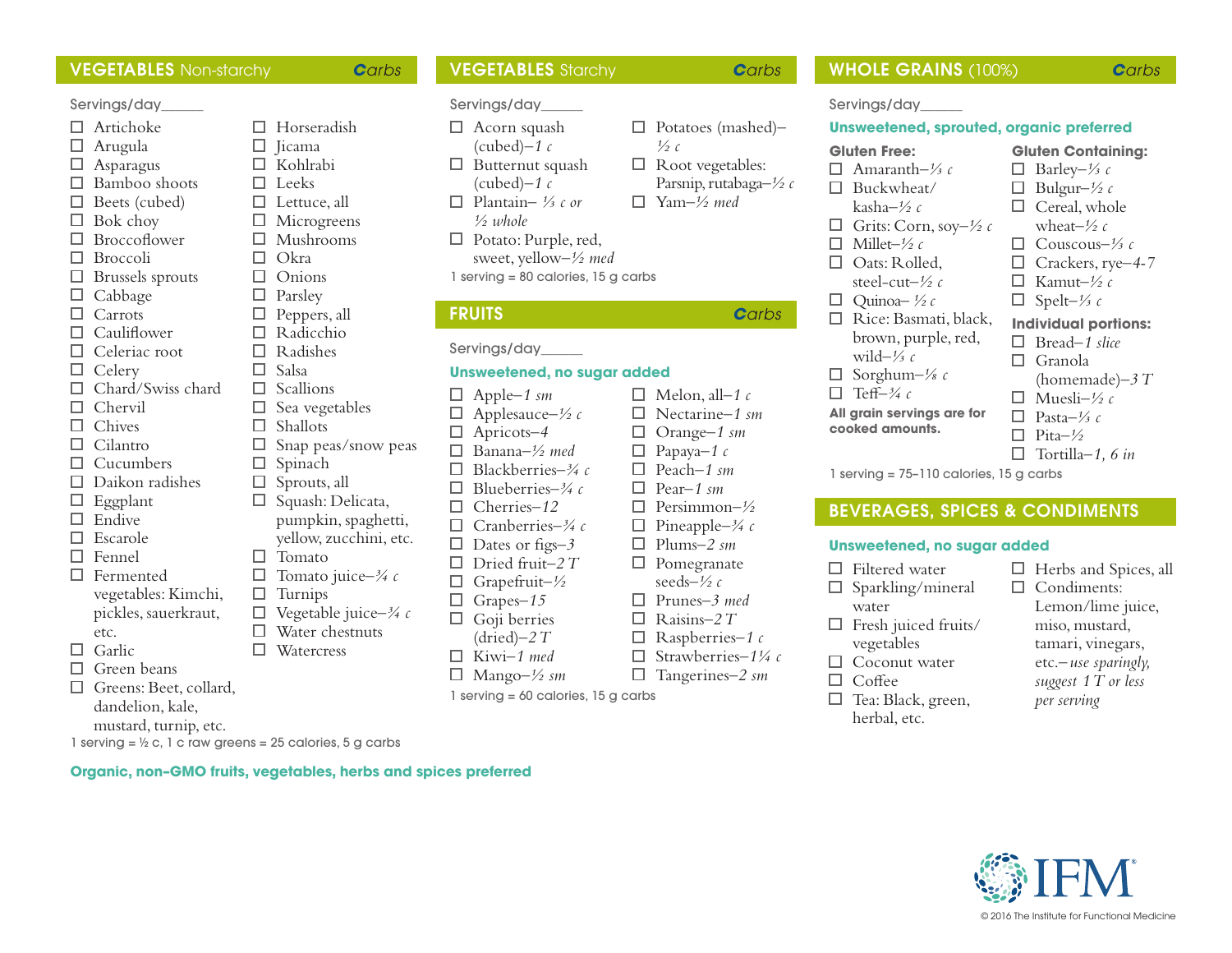## VEGETABLES Non-starchy — Carbs

Servings/day______

- ☐ Artichoke
- ☐ Arugula
- ☐ Asparagus
- ☐ Bamboo shoots
- ☐ Beets (cubed)
- ☐ Bok choy
- ☐ Broccoflower
- ☐ Broccoli
- ☐ Brussels sprouts
- ☐ Cabbage
- ☐ Carrots
- ☐ Cauliflower
- ☐ Celeriac root
- ☐ Celery
- ☐ Chard/Swiss chard
- ☐ Chervil
- ☐ Chives
- ☐ Cilantro
- ☐ Cucumbers
- ☐ Daikon radishes
- ☐ Eggplant
- ☐ Endive
- ☐ Escarole
- ☐ Fennel
- ☐ Fermented vegetables: Kimchi, pickles, sauerkraut, etc.
- ☐ Garlic
- ☐ Green beans
- ☐ Greens: Beet, collard, dandelion, kale, mustard, turnip, etc.
- ☐ Horseradish
- ☐ Jicama
- ☐ Kohlrabi
- ☐ Leeks
- ☐ Lettuce, all
- ☐ Microgreens
- ☐ Mushrooms
- ☐ Okra
- ☐ Onions
- ☐ Parsley
- ☐ Peppers, all
- ☐ Radicchio
- ☐ Radishes
- ☐ Salsa
- ☐ Scallions
- ☐ Sea vegetables
- ☐ Shallots
- ☐ Snap peas/snow peas
- ☐ Spinach
- ☐ Sprouts, all
- ☐ Squash: Delicata, pumpkin, spaghetti, yellow, zucchini, etc.
- ☐ Tomato
- ☐ Tomato juice–*¾ c*
- ☐ Turnips
- ☐ Vegetable juice–*¾ c*
- ☐ Water chestnuts
- ☐ Watercress

1 serving = ½ c, 1 c raw greens = 25 calories, 5 g carbs

**Organic, non-GMO fruits, vegetables, herbs and spices preferred**

## VEGETABLES Starchy — Carbs

Servings/day______

- ☐ Acorn squash (cubed)–*1 c*
- ☐ Butternut squash (cubed)–*1 c*
- ☐ Plantain– *⅓ c or ½ whole*
- ☐ Potato: Purple, red, sweet, yellow–*½ med*
- ☐ Potatoes (mashed)–*½ c*
- ☐ Root vegetables: Parsnip, rutabaga–*½ c*
- ☐ Yam–*½ med*

1 serving = 80 calories, 15 g carbs

## FRUITS — Carbs

Servings/day______

**Unsweetened, no sugar added**

- ☐ Apple–*1 sm*
- ☐ Applesauce–*½ c*
- ☐ Apricots–*4*
- ☐ Banana–*½ med*
- ☐ Blackberries–*¾ c*
- ☐ Blueberries–*¾ c*
- ☐ Cherries–*12*
- ☐ Cranberries–*¾ c*
- ☐ Dates or figs–*3*
- ☐ Dried fruit–*2 T*
- ☐ Grapefruit–*½*
- ☐ Grapes–*15*
- ☐ Goji berries (dried)–*2 T*
- ☐ Kiwi–*1 med*
- ☐ Mango–*½ sm*
- ☐ Melon, all–*1 c*
- ☐ Nectarine–*1 sm*
- ☐ Orange–*1 sm*
- ☐ Papaya–*1 c*
- ☐ Peach–*1 sm*
- ☐ Pear–*1 sm*
- ☐ Persimmon–*½*
- ☐ Pineapple–*¾ c*
- ☐ Plums–*2 sm*
- ☐ Pomegranate seeds–*½ c*
- ☐ Prunes–*3 med*
- ☐ Raisins–*2 T*
- ☐ Raspberries–*1 c*
- ☐ Strawberries–*1¼ c*
- ☐ Tangerines–*2 sm*

1 serving = 60 calories, 15 g carbs

## WHOLE GRAINS (100%) — Carbs

Servings/day______

**Unsweetened, sprouted, organic preferred**

**Gluten Free:**

- ☐ Amaranth–*⅓ c*
- ☐ Buckwheat/ kasha–*½ c*
- ☐ Grits: Corn, soy–*½ c*
- ☐ Millet–*½ c*
- ☐ Oats: Rolled, steel-cut–*½ c*
- ☐ Quinoa– *½ c*
- ☐ Rice: Basmati, black, brown, purple, red, wild–*⅓ c*
- ☐ Sorghum–*⅛ c*
- ☐ Teff–*¾ c*

**All grain servings are for cooked amounts.**

**Gluten Containing:**

- ☐ Barley–*⅓ c*
- ☐ Bulgur–*½ c*
- ☐ Cereal, whole wheat–*½ c*
- ☐ Couscous–*⅓ c*
- ☐ Crackers, rye–*4-7*
- ☐ Kamut–*½ c*
- ☐ Spelt–*⅓ c*

**Individual portions:**

- ☐ Bread–*1 slice*
- ☐ Granola (homemade)–*3 T*
- ☐ Muesli–*½ c*
- ☐ Pasta–*⅓ c*
- ☐ Pita–*½*
- ☐ Tortilla–*1, 6 in*

1 serving = 75–110 calories, 15 g carbs

## BEVERAGES, SPICES & CONDIMENTS

**Unsweetened, no sugar added**

- ☐ Filtered water
- ☐ Sparkling/mineral water
- ☐ Fresh juiced fruits/ vegetables
- ☐ Coconut water
- ☐ Coffee
- ☐ Tea: Black, green, herbal, etc.
- ☐ Herbs and Spices, all
- ☐ Condiments: Lemon/lime juice, miso, mustard, tamari, vinegars, etc.–*use sparingly, suggest 1 T or less per serving*

IFM®

© 2016 The Institute for Functional Medicine